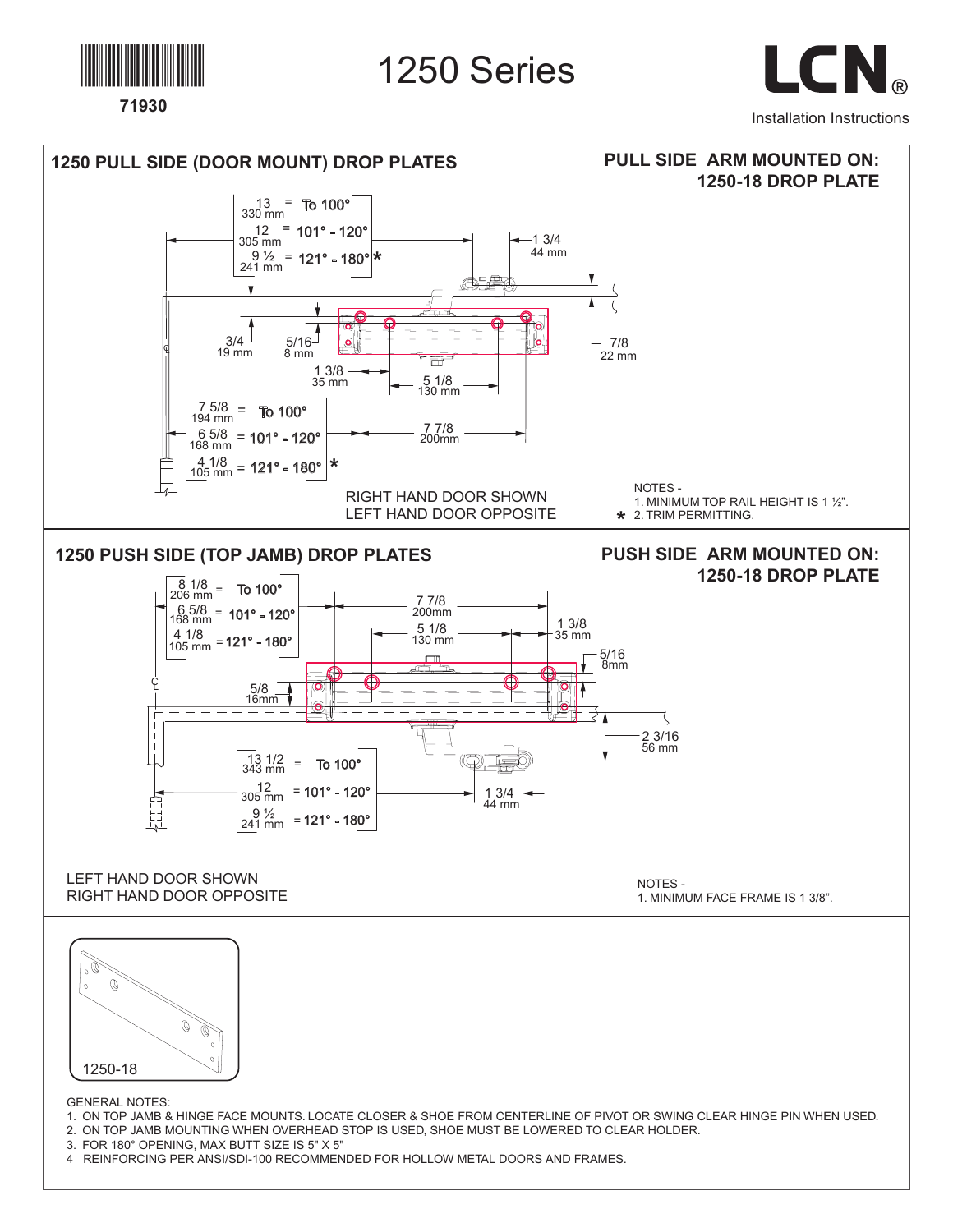71930

# 1250 Series

LCN®

Installation Instructions

## 1250 PULL SIDE (DOOR MOUNT) DROP PLATES

**PULL SIDE ARM MOUNTED ON: 1250-18 DROP PLATE**

| Dimension | Opening |
|---|---|
| 13 (330 mm) | To 100° |
| 12 (305 mm) | 101° - 120° |
| 9 ½ (241 mm) | 121° - 180° * |

| Dimension | Opening |
|---|---|
| 7 5/8 (194 mm) | To 100° |
| 6 5/8 (168 mm) | 101° - 120° |
| 4 1/8 (105 mm) | 121° - 180° * |

1 3/4 (44 mm) — 3/4 (19 mm) — 5/16 (8 mm) — 7/8 (22 mm) — 1 3/8 (35 mm) — 5 1/8 (130 mm) — 7 7/8 (200mm)

RIGHT HAND DOOR SHOWN
LEFT HAND DOOR OPPOSITE

NOTES -
1. MINIMUM TOP RAIL HEIGHT IS 1 ½".
* 2. TRIM PERMITTING.

## 1250 PUSH SIDE (TOP JAMB) DROP PLATES

**PUSH SIDE ARM MOUNTED ON: 1250-18 DROP PLATE**

| Dimension | Opening |
|---|---|
| 8 1/8 (206 mm) | To 100° |
| 6 5/8 (168 mm) | 101° - 120° |
| 4 1/8 (105 mm) | 121° - 180° |

| Dimension | Opening |
|---|---|
| 13 1/2 (343 mm) | To 100° |
| 12 (305 mm) | 101° - 120° |
| 9 ½ (241 mm) | 121° - 180° |

7 7/8 (200mm) — 5 1/8 (130 mm) — 1 3/8 (35 mm) — 5/16 (8mm) — 5/8 (16mm) — 2 3/16 (56 mm) — 1 3/4 (44 mm)

LEFT HAND DOOR SHOWN
RIGHT HAND DOOR OPPOSITE

NOTES -
1. MINIMUM FACE FRAME IS 1 3/8".

1250-18

GENERAL NOTES:
1. ON TOP JAMB & HINGE FACE MOUNTS. LOCATE CLOSER & SHOE FROM CENTERLINE OF PIVOT OR SWING CLEAR HINGE PIN WHEN USED.
2. ON TOP JAMB MOUNTING WHEN OVERHEAD STOP IS USED, SHOE MUST BE LOWERED TO CLEAR HOLDER.
3. FOR 180° OPENING, MAX BUTT SIZE IS 5" X 5"
4 REINFORCING PER ANSI/SDI-100 RECOMMENDED FOR HOLLOW METAL DOORS AND FRAMES.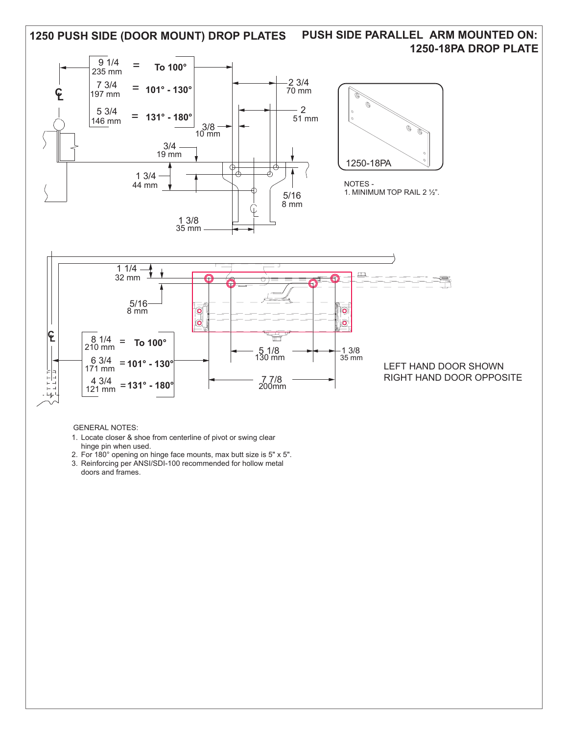# 1250 PUSH SIDE (DOOR MOUNT) DROP PLATES

## PUSH SIDE PARALLEL ARM MOUNTED ON: 1250-18PA DROP PLATE

| | | |
|---|---|---|
| 9 1/4 235 mm | = | To 100° |
| 7 3/4 197 mm | = | 101° - 130° |
| 5 3/4 146 mm | = | 131° - 180° |

2 3/4 70 mm

2 51 mm

3/8 10 mm

3/4 19 mm

1 3/4 44 mm

5/16 8 mm

1 3/8 35 mm

1250-18PA

NOTES -
1. MINIMUM TOP RAIL 2 ½".

1 1/4 32 mm

5/16 8 mm

| | | |
|---|---|---|
| 8 1/4 210 mm | = | To 100° |
| 6 3/4 171 mm | = | 101° - 130° |
| 4 3/4 121 mm | = | 131° - 180° |

5 1/8 130 mm

1 3/8 35 mm

7 7/8 200mm

LEFT HAND DOOR SHOWN
RIGHT HAND DOOR OPPOSITE

GENERAL NOTES:
1. Locate closer & shoe from centerline of pivot or swing clear hinge pin when used.
2. For 180° opening on hinge face mounts, max butt size is 5" x 5".
3. Reinforcing per ANSI/SDI-100 recommended for hollow metal doors and frames.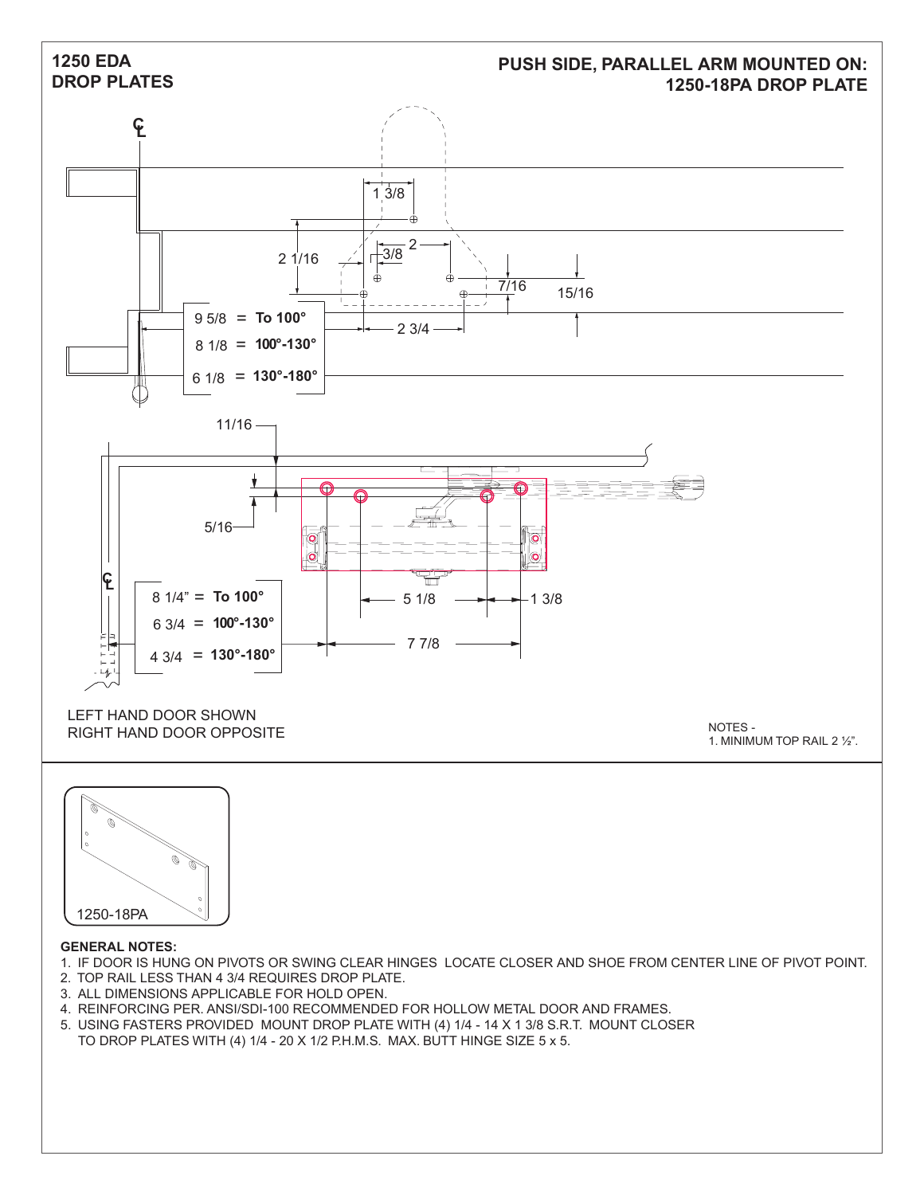# 1250 EDA DROP PLATES

## PUSH SIDE, PARALLEL ARM MOUNTED ON: 1250-18PA DROP PLATE

1 3/8

2 1/16

2

3/8

7/16

15/16

2 3/4

| | |
|---|---|
| 9 5/8 | = **To 100°** |
| 8 1/8 | = **100°-130°** |
| 6 1/8 | = **130°-180°** |

11/16

5/16

| | |
|---|---|
| 8 1/4" | = **To 100°** |
| 6 3/4 | = **100°-130°** |
| 4 3/4 | = **130°-180°** |

5 1/8

1 3/8

7 7/8

LEFT HAND DOOR SHOWN
RIGHT HAND DOOR OPPOSITE

NOTES -
1. MINIMUM TOP RAIL 2 ½".

1250-18PA

**GENERAL NOTES:**

1. IF DOOR IS HUNG ON PIVOTS OR SWING CLEAR HINGES LOCATE CLOSER AND SHOE FROM CENTER LINE OF PIVOT POINT.
2. TOP RAIL LESS THAN 4 3/4 REQUIRES DROP PLATE.
3. ALL DIMENSIONS APPLICABLE FOR HOLD OPEN.
4. REINFORCING PER. ANSI/SDI-100 RECOMMENDED FOR HOLLOW METAL DOOR AND FRAMES.
5. USING FASTERS PROVIDED MOUNT DROP PLATE WITH (4) 1/4 - 14 X 1 3/8 S.R.T. MOUNT CLOSER TO DROP PLATES WITH (4) 1/4 - 20 X 1/2 P.H.M.S. MAX. BUTT HINGE SIZE 5 x 5.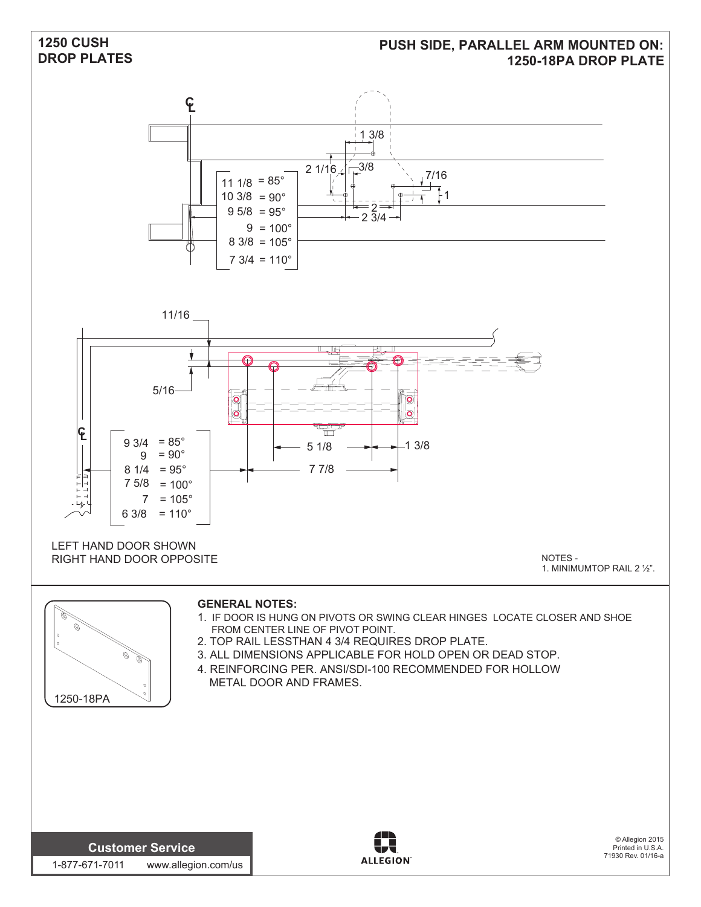# 1250 CUSH DROP PLATES

## PUSH SIDE, PARALLEL ARM MOUNTED ON: 1250-18PA DROP PLATE

CL

1 3/8

2 1/16

3/8

7/16

1

2

2 3/4

11 1/8 = 85°
10 3/8 = 90°
9 5/8 = 95°
9 = 100°
8 3/8 = 105°
7 3/4 = 110°

11/16

5/16

CL

9 3/4 = 85°
9 = 90°
8 1/4 = 95°
7 5/8 = 100°
7 = 105°
6 3/8 = 110°

5 1/8

1 3/8

7 7/8

LEFT HAND DOOR SHOWN
RIGHT HAND DOOR OPPOSITE

NOTES -
1. MINIMUMTOP RAIL 2 ½".

1250-18PA

**GENERAL NOTES:**

1. IF DOOR IS HUNG ON PIVOTS OR SWING CLEAR HINGES LOCATE CLOSER AND SHOE FROM CENTER LINE OF PIVOT POINT.
2. TOP RAIL LESSTHAN 4 3/4 REQUIRES DROP PLATE.
3. ALL DIMENSIONS APPLICABLE FOR HOLD OPEN OR DEAD STOP.
4. REINFORCING PER. ANSI/SDI-100 RECOMMENDED FOR HOLLOW METAL DOOR AND FRAMES.

**Customer Service**

1-877-671-7011 www.allegion.com/us

ALLEGION

© Allegion 2015
Printed in U.S.A.
71930 Rev. 01/16-a